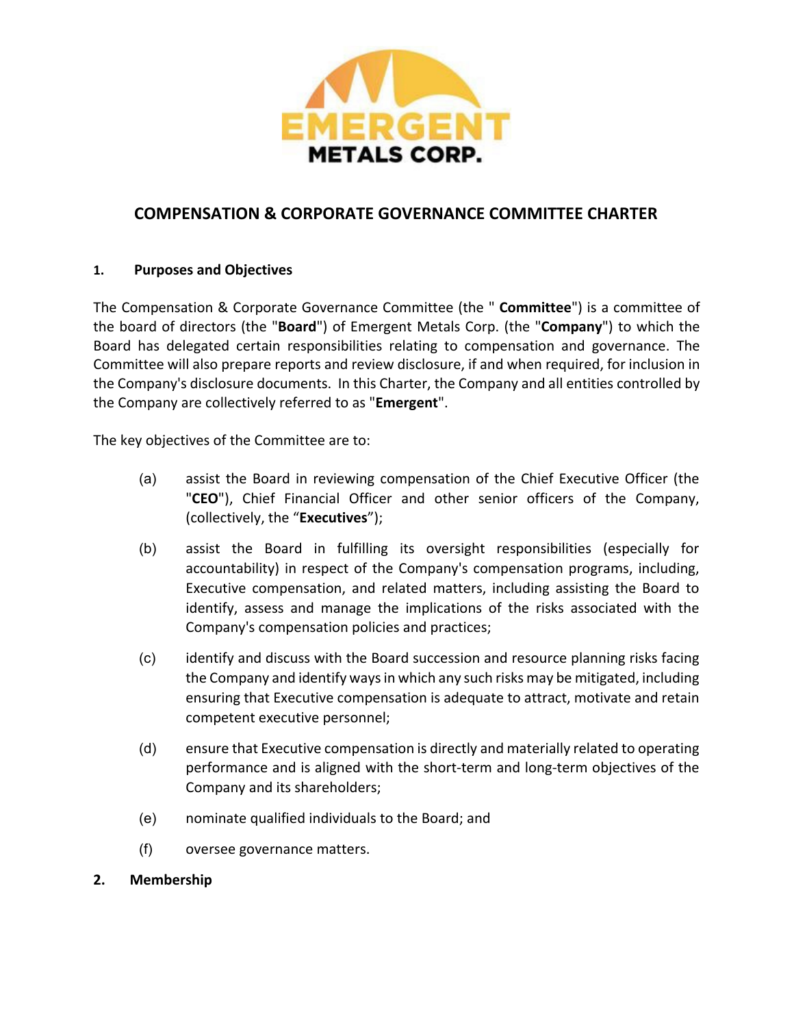# COMPENSATION & CORPORATE GOVERNANCE COMMITTEE CHARTER

## 1. Purposes and Objectives

The Compensation & Corporate Governance Committee (the " **Committee**") is a committee of the board of directors (the "**Board**") of Emergent Metals Corp. (the "**Company**") to which the Board has delegated certain responsibilities relating to compensation and governance. The Committee will also prepare reports and review disclosure, if and when required, for inclusion in the Company's disclosure documents. In this Charter, the Company and all entities controlled by the Company are collectively referred to as "**Emergent**".

The key objectives of the Committee are to:

(a) assist the Board in reviewing compensation of the Chief Executive Officer (the "**CEO**"), Chief Financial Officer and other senior officers of the Company, (collectively, the "**Executives**");

(b) assist the Board in fulfilling its oversight responsibilities (especially for accountability) in respect of the Company's compensation programs, including, Executive compensation, and related matters, including assisting the Board to identify, assess and manage the implications of the risks associated with the Company's compensation policies and practices;

(c) identify and discuss with the Board succession and resource planning risks facing the Company and identify ways in which any such risks may be mitigated, including ensuring that Executive compensation is adequate to attract, motivate and retain competent executive personnel;

(d) ensure that Executive compensation is directly and materially related to operating performance and is aligned with the short-term and long-term objectives of the Company and its shareholders;

(e) nominate qualified individuals to the Board; and

(f) oversee governance matters.

## 2. Membership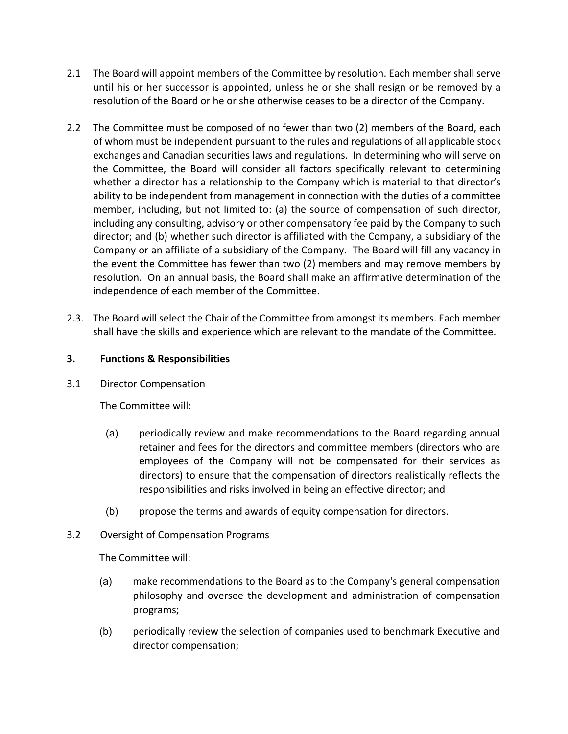2.1 The Board will appoint members of the Committee by resolution. Each member shall serve until his or her successor is appointed, unless he or she shall resign or be removed by a resolution of the Board or he or she otherwise ceases to be a director of the Company.

2.2 The Committee must be composed of no fewer than two (2) members of the Board, each of whom must be independent pursuant to the rules and regulations of all applicable stock exchanges and Canadian securities laws and regulations. In determining who will serve on the Committee, the Board will consider all factors specifically relevant to determining whether a director has a relationship to the Company which is material to that director's ability to be independent from management in connection with the duties of a committee member, including, but not limited to: (a) the source of compensation of such director, including any consulting, advisory or other compensatory fee paid by the Company to such director; and (b) whether such director is affiliated with the Company, a subsidiary of the Company or an affiliate of a subsidiary of the Company. The Board will fill any vacancy in the event the Committee has fewer than two (2) members and may remove members by resolution. On an annual basis, the Board shall make an affirmative determination of the independence of each member of the Committee.

2.3. The Board will select the Chair of the Committee from amongst its members. Each member shall have the skills and experience which are relevant to the mandate of the Committee.

**3. Functions & Responsibilities**

3.1 Director Compensation

The Committee will:

(a) periodically review and make recommendations to the Board regarding annual retainer and fees for the directors and committee members (directors who are employees of the Company will not be compensated for their services as directors) to ensure that the compensation of directors realistically reflects the responsibilities and risks involved in being an effective director; and

(b) propose the terms and awards of equity compensation for directors.

3.2 Oversight of Compensation Programs

The Committee will:

(a) make recommendations to the Board as to the Company's general compensation philosophy and oversee the development and administration of compensation programs;

(b) periodically review the selection of companies used to benchmark Executive and director compensation;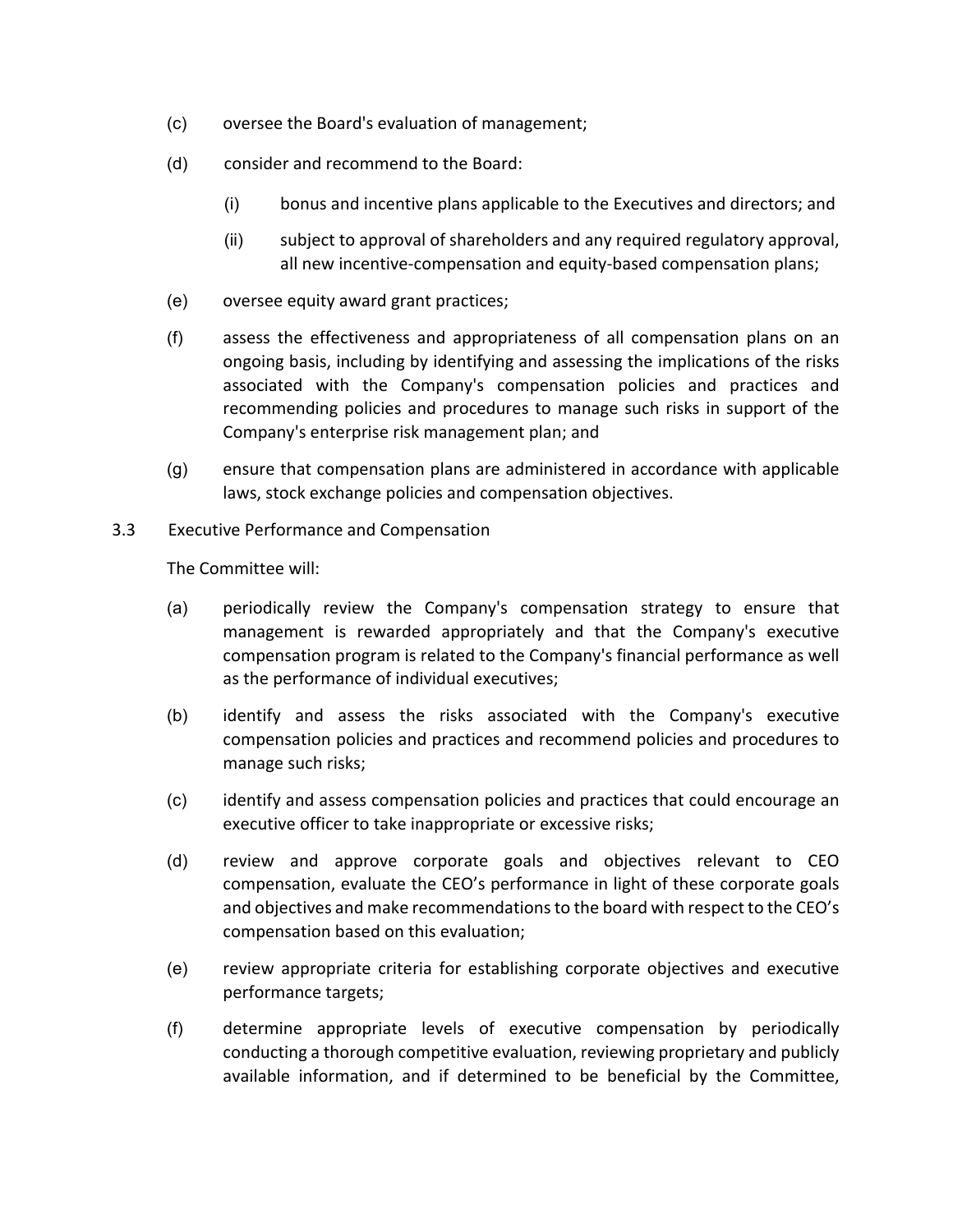(c) oversee the Board's evaluation of management;

(d) consider and recommend to the Board:

  (i) bonus and incentive plans applicable to the Executives and directors; and

  (ii) subject to approval of shareholders and any required regulatory approval, all new incentive-compensation and equity-based compensation plans;

(e) oversee equity award grant practices;

(f) assess the effectiveness and appropriateness of all compensation plans on an ongoing basis, including by identifying and assessing the implications of the risks associated with the Company's compensation policies and practices and recommending policies and procedures to manage such risks in support of the Company's enterprise risk management plan; and

(g) ensure that compensation plans are administered in accordance with applicable laws, stock exchange policies and compensation objectives.

3.3 Executive Performance and Compensation

The Committee will:

(a) periodically review the Company's compensation strategy to ensure that management is rewarded appropriately and that the Company's executive compensation program is related to the Company's financial performance as well as the performance of individual executives;

(b) identify and assess the risks associated with the Company's executive compensation policies and practices and recommend policies and procedures to manage such risks;

(c) identify and assess compensation policies and practices that could encourage an executive officer to take inappropriate or excessive risks;

(d) review and approve corporate goals and objectives relevant to CEO compensation, evaluate the CEO's performance in light of these corporate goals and objectives and make recommendations to the board with respect to the CEO's compensation based on this evaluation;

(e) review appropriate criteria for establishing corporate objectives and executive performance targets;

(f) determine appropriate levels of executive compensation by periodically conducting a thorough competitive evaluation, reviewing proprietary and publicly available information, and if determined to be beneficial by the Committee,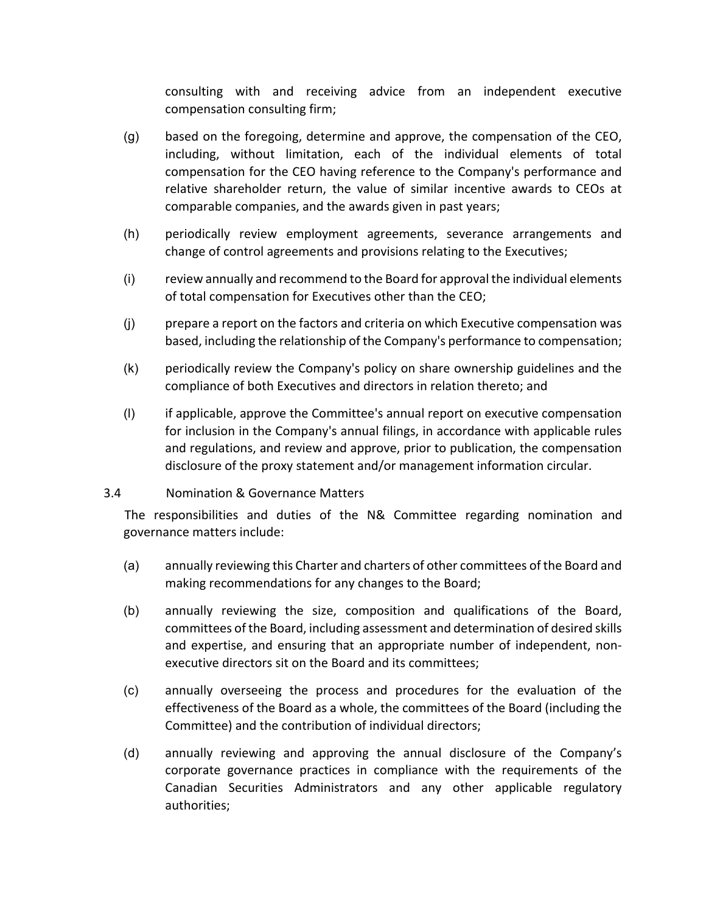consulting with and receiving advice from an independent executive compensation consulting firm;

(g) based on the foregoing, determine and approve, the compensation of the CEO, including, without limitation, each of the individual elements of total compensation for the CEO having reference to the Company's performance and relative shareholder return, the value of similar incentive awards to CEOs at comparable companies, and the awards given in past years;

(h) periodically review employment agreements, severance arrangements and change of control agreements and provisions relating to the Executives;

(i) review annually and recommend to the Board for approval the individual elements of total compensation for Executives other than the CEO;

(j) prepare a report on the factors and criteria on which Executive compensation was based, including the relationship of the Company's performance to compensation;

(k) periodically review the Company's policy on share ownership guidelines and the compliance of both Executives and directors in relation thereto; and

(l) if applicable, approve the Committee's annual report on executive compensation for inclusion in the Company's annual filings, in accordance with applicable rules and regulations, and review and approve, prior to publication, the compensation disclosure of the proxy statement and/or management information circular.

3.4 Nomination & Governance Matters

The responsibilities and duties of the N& Committee regarding nomination and governance matters include:

(a) annually reviewing this Charter and charters of other committees of the Board and making recommendations for any changes to the Board;

(b) annually reviewing the size, composition and qualifications of the Board, committees of the Board, including assessment and determination of desired skills and expertise, and ensuring that an appropriate number of independent, non-executive directors sit on the Board and its committees;

(c) annually overseeing the process and procedures for the evaluation of the effectiveness of the Board as a whole, the committees of the Board (including the Committee) and the contribution of individual directors;

(d) annually reviewing and approving the annual disclosure of the Company's corporate governance practices in compliance with the requirements of the Canadian Securities Administrators and any other applicable regulatory authorities;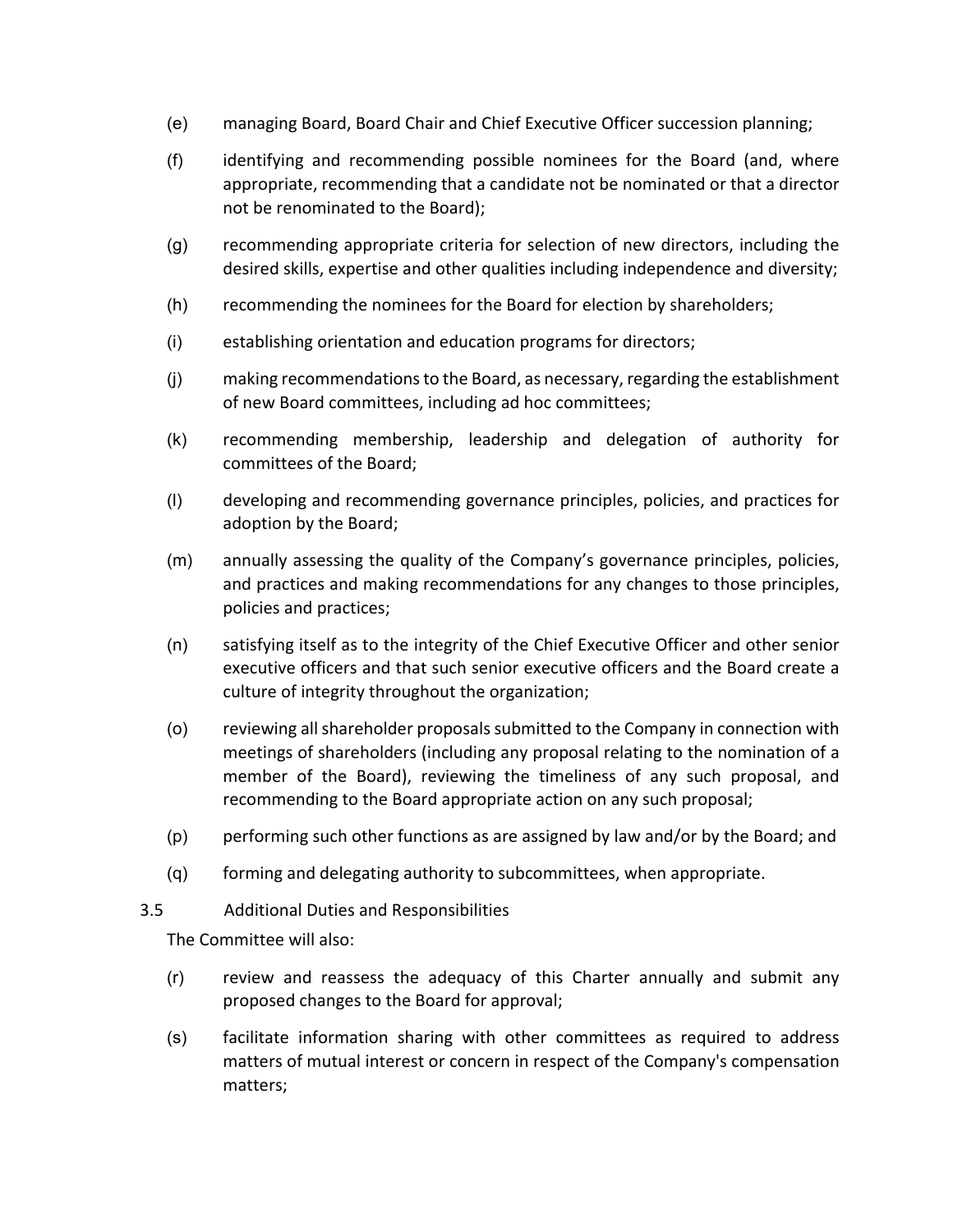(e) managing Board, Board Chair and Chief Executive Officer succession planning;

(f) identifying and recommending possible nominees for the Board (and, where appropriate, recommending that a candidate not be nominated or that a director not be renominated to the Board);

(g) recommending appropriate criteria for selection of new directors, including the desired skills, expertise and other qualities including independence and diversity;

(h) recommending the nominees for the Board for election by shareholders;

(i) establishing orientation and education programs for directors;

(j) making recommendations to the Board, as necessary, regarding the establishment of new Board committees, including ad hoc committees;

(k) recommending membership, leadership and delegation of authority for committees of the Board;

(l) developing and recommending governance principles, policies, and practices for adoption by the Board;

(m) annually assessing the quality of the Company's governance principles, policies, and practices and making recommendations for any changes to those principles, policies and practices;

(n) satisfying itself as to the integrity of the Chief Executive Officer and other senior executive officers and that such senior executive officers and the Board create a culture of integrity throughout the organization;

(o) reviewing all shareholder proposals submitted to the Company in connection with meetings of shareholders (including any proposal relating to the nomination of a member of the Board), reviewing the timeliness of any such proposal, and recommending to the Board appropriate action on any such proposal;

(p) performing such other functions as are assigned by law and/or by the Board; and

(q) forming and delegating authority to subcommittees, when appropriate.

3.5 Additional Duties and Responsibilities

The Committee will also:

(r) review and reassess the adequacy of this Charter annually and submit any proposed changes to the Board for approval;

(s) facilitate information sharing with other committees as required to address matters of mutual interest or concern in respect of the Company's compensation matters;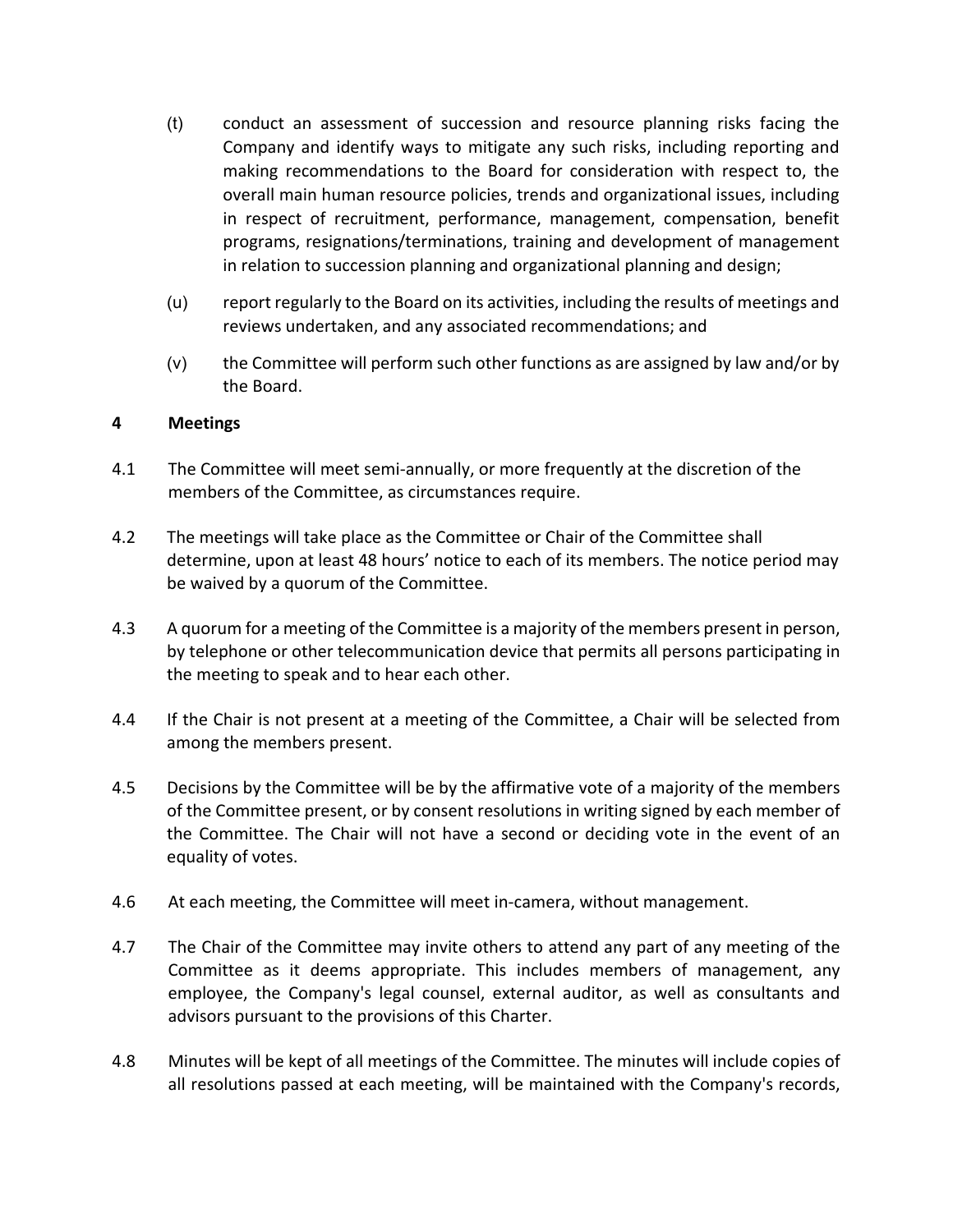(t) conduct an assessment of succession and resource planning risks facing the Company and identify ways to mitigate any such risks, including reporting and making recommendations to the Board for consideration with respect to, the overall main human resource policies, trends and organizational issues, including in respect of recruitment, performance, management, compensation, benefit programs, resignations/terminations, training and development of management in relation to succession planning and organizational planning and design;

(u) report regularly to the Board on its activities, including the results of meetings and reviews undertaken, and any associated recommendations; and

(v) the Committee will perform such other functions as are assigned by law and/or by the Board.

## 4 Meetings

4.1 The Committee will meet semi-annually, or more frequently at the discretion of the members of the Committee, as circumstances require.

4.2 The meetings will take place as the Committee or Chair of the Committee shall determine, upon at least 48 hours' notice to each of its members. The notice period may be waived by a quorum of the Committee.

4.3 A quorum for a meeting of the Committee is a majority of the members present in person, by telephone or other telecommunication device that permits all persons participating in the meeting to speak and to hear each other.

4.4 If the Chair is not present at a meeting of the Committee, a Chair will be selected from among the members present.

4.5 Decisions by the Committee will be by the affirmative vote of a majority of the members of the Committee present, or by consent resolutions in writing signed by each member of the Committee. The Chair will not have a second or deciding vote in the event of an equality of votes.

4.6 At each meeting, the Committee will meet in-camera, without management.

4.7 The Chair of the Committee may invite others to attend any part of any meeting of the Committee as it deems appropriate. This includes members of management, any employee, the Company's legal counsel, external auditor, as well as consultants and advisors pursuant to the provisions of this Charter.

4.8 Minutes will be kept of all meetings of the Committee. The minutes will include copies of all resolutions passed at each meeting, will be maintained with the Company's records,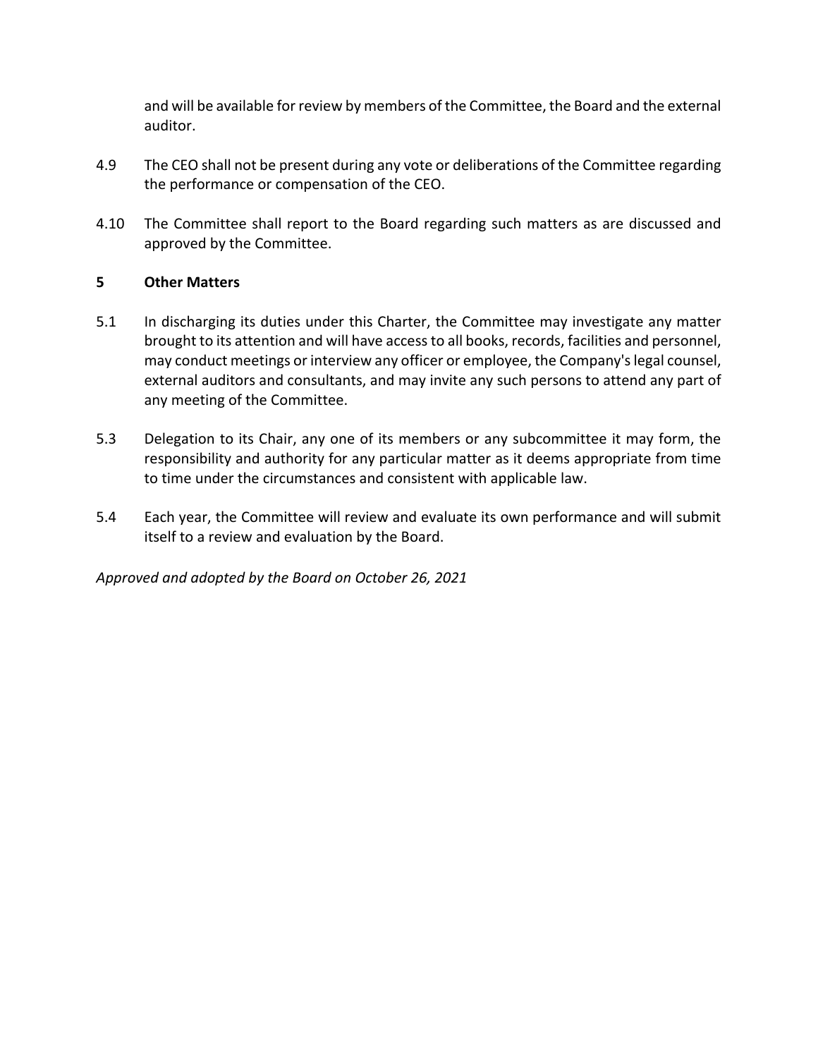and will be available for review by members of the Committee, the Board and the external auditor.

4.9 The CEO shall not be present during any vote or deliberations of the Committee regarding the performance or compensation of the CEO.

4.10 The Committee shall report to the Board regarding such matters as are discussed and approved by the Committee.

## 5 Other Matters

5.1 In discharging its duties under this Charter, the Committee may investigate any matter brought to its attention and will have access to all books, records, facilities and personnel, may conduct meetings or interview any officer or employee, the Company's legal counsel, external auditors and consultants, and may invite any such persons to attend any part of any meeting of the Committee.

5.3 Delegation to its Chair, any one of its members or any subcommittee it may form, the responsibility and authority for any particular matter as it deems appropriate from time to time under the circumstances and consistent with applicable law.

5.4 Each year, the Committee will review and evaluate its own performance and will submit itself to a review and evaluation by the Board.

*Approved and adopted by the Board on October 26, 2021*